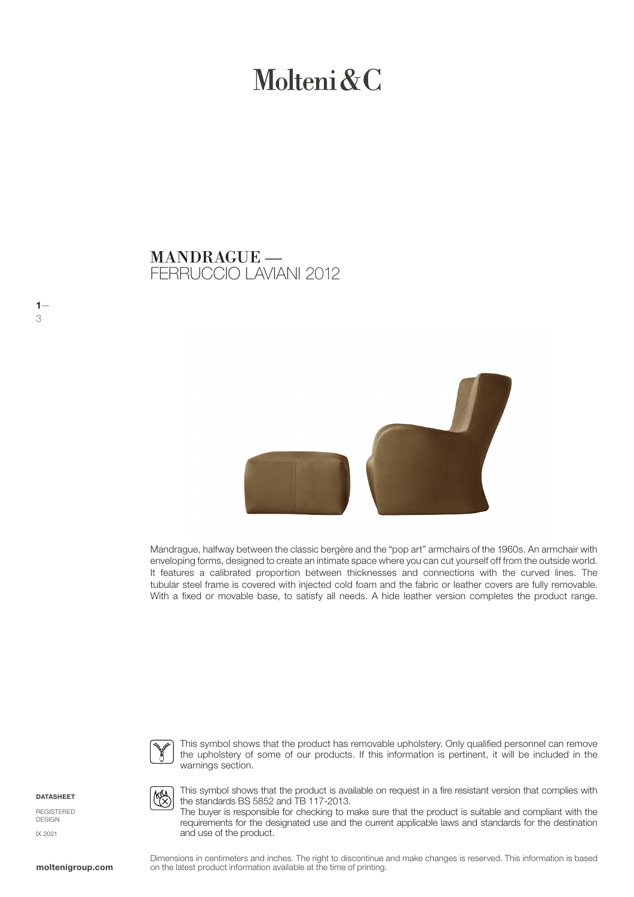# Molteni&C

## MANDRAGUE —
FERRUCCIO LAVIANI 2012

Mandrague, halfway between the classic bergère and the "pop art" armchairs of the 1960s. An armchair with enveloping forms, designed to create an intimate space where you can cut yourself off from the outside world. It features a calibrated proportion between thicknesses and connections with the curved lines. The tubular steel frame is covered with injected cold foam and the fabric or leather covers are fully removable. With a fixed or movable base, to satisfy all needs. A hide leather version completes the product range.

This symbol shows that the product has removable upholstery. Only qualified personnel can remove the upholstery of some of our products. If this information is pertinent, it will be included in the warnings section.

This symbol shows that the product is available on request in a fire resistant version that complies with the standards BS 5852 and TB 117-2013.
The buyer is responsible for checking to make sure that the product is suitable and compliant with the requirements for the designated use and the current applicable laws and standards for the destination and use of the product.

**DATASHEET**

REGISTERED DESIGN

IX.2021

Dimensions in centimeters and inches. The right to discontinue and make changes is reserved. This information is based on the latest product information available at the time of printing.

**moltenigroup.com**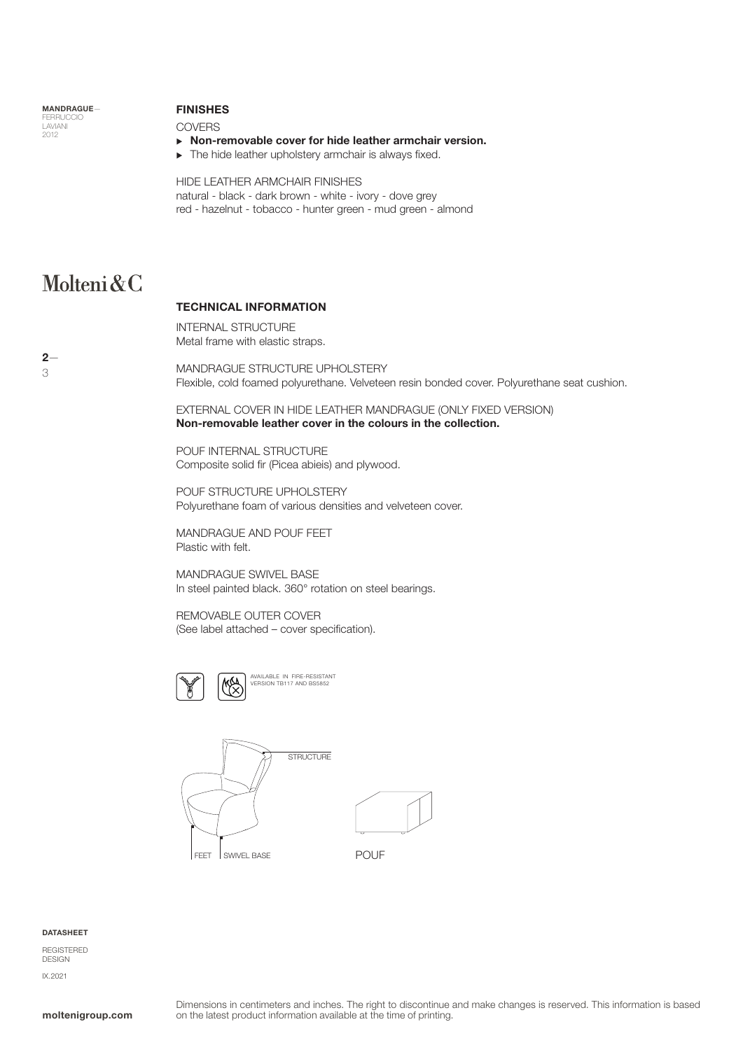## FINISHES

COVERS

- **Non-removable cover for hide leather armchair version.**
- The hide leather upholstery armchair is always fixed.

HIDE LEATHER ARMCHAIR FINISHES
natural - black - dark brown - white - ivory - dove grey
red - hazelnut - tobacco - hunter green - mud green - almond

## TECHNICAL INFORMATION

INTERNAL STRUCTURE
Metal frame with elastic straps.

MANDRAGUE STRUCTURE UPHOLSTERY
Flexible, cold foamed polyurethane. Velveteen resin bonded cover. Polyurethane seat cushion.

EXTERNAL COVER IN HIDE LEATHER MANDRAGUE (ONLY FIXED VERSION)
**Non-removable leather cover in the colours in the collection.**

POUF INTERNAL STRUCTURE
Composite solid fir (Picea abieis) and plywood.

POUF STRUCTURE UPHOLSTERY
Polyurethane foam of various densities and velveteen cover.

MANDRAGUE AND POUF FEET
Plastic with felt.

MANDRAGUE SWIVEL BASE
In steel painted black. 360° rotation on steel bearings.

REMOVABLE OUTER COVER
(See label attached – cover specification).

AVAILABLE IN FIRE-RESISTANT VERSION TB117 AND BS5852

STRUCTURE

FEET

SWIVEL BASE

POUF

Dimensions in centimeters and inches. The right to discontinue and make changes is reserved. This information is based on the latest product information available at the time of printing.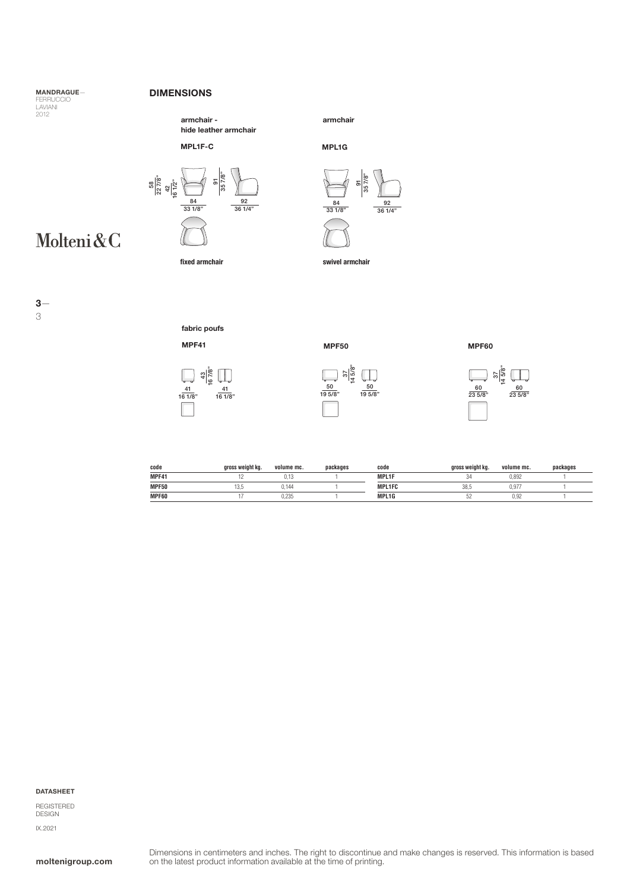MANDRAGUE— FERRUCCIO LAVIANI 2012

# DIMENSIONS

**armchair - hide leather armchair**

**MPL1F-C**

58
22 7/8"
42
16 1/2"
91
35 7/8"
84
33 1/8"
92
36 1/4"

**fixed armchair**

**armchair**

**MPL1G**

91
35 7/8"
84
33 1/8"
92
36 1/4"

**swivel armchair**

**fabric poufs**

**MPF41**

43
16 7/8"
41
16 1/8"
41
16 1/8"

**MPF50**

37
14 5/8"
50
19 5/8"
50
19 5/8"

**MPF60**

37
14 5/8"
60
23 5/8"
60
23 5/8"

| code | gross weight kg. | volume mc. | packages | code | gross weight kg. | volume mc. | packages |
|---|---|---|---|---|---|---|---|
| MPF41 | 12 | 0,13 | 1 | MPL1F | 34 | 0,892 | 1 |
| MPF50 | 13,5 | 0,144 | 1 | MPL1FC | 38,5 | 0,977 | 1 |
| MPF60 | 17 | 0,235 | 1 | MPL1G | 52 | 0,92 | 1 |

**DATASHEET**

REGISTERED DESIGN

IX.2021

Dimensions in centimeters and inches. The right to discontinue and make changes is reserved. This information is based on the latest product information available at the time of printing.

**moltenigroup.com**